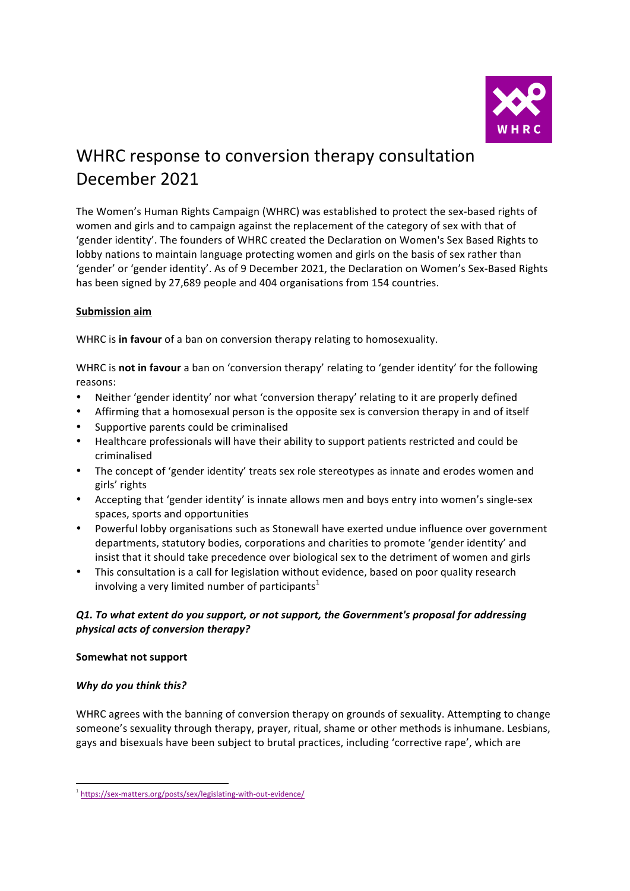# WHRC response to conversion therapy consultation December 2021

The Women's Human Rights Campaign (WHRC) was established to protect the sex-based rights of women and girls and to campaign against the replacement of the category of sex with that of 'gender identity'. The founders of WHRC created the Declaration on Women's Sex Based Rights to lobby nations to maintain language protecting women and girls on the basis of sex rather than 'gender' or 'gender identity'. As of 9 December 2021, the Declaration on Women's Sex-Based Rights has been signed by 27,689 people and 404 organisations from 154 countries.

**Submission aim**

WHRC is **in favour** of a ban on conversion therapy relating to homosexuality.

WHRC is **not in favour** a ban on 'conversion therapy' relating to 'gender identity' for the following reasons:

- Neither 'gender identity' nor what 'conversion therapy' relating to it are properly defined
- Affirming that a homosexual person is the opposite sex is conversion therapy in and of itself
- Supportive parents could be criminalised
- Healthcare professionals will have their ability to support patients restricted and could be criminalised
- The concept of 'gender identity' treats sex role stereotypes as innate and erodes women and girls' rights
- Accepting that 'gender identity' is innate allows men and boys entry into women's single-sex spaces, sports and opportunities
- Powerful lobby organisations such as Stonewall have exerted undue influence over government departments, statutory bodies, corporations and charities to promote 'gender identity' and insist that it should take precedence over biological sex to the detriment of women and girls
- This consultation is a call for legislation without evidence, based on poor quality research involving a very limited number of participants[1]

***Q1. To what extent do you support, or not support, the Government's proposal for addressing physical acts of conversion therapy?***

**Somewhat not support**

***Why do you think this?***

WHRC agrees with the banning of conversion therapy on grounds of sexuality. Attempting to change someone's sexuality through therapy, prayer, ritual, shame or other methods is inhumane. Lesbians, gays and bisexuals have been subject to brutal practices, including 'corrective rape', which are

[1] https://sex-matters.org/posts/sex/legislating-with-out-evidence/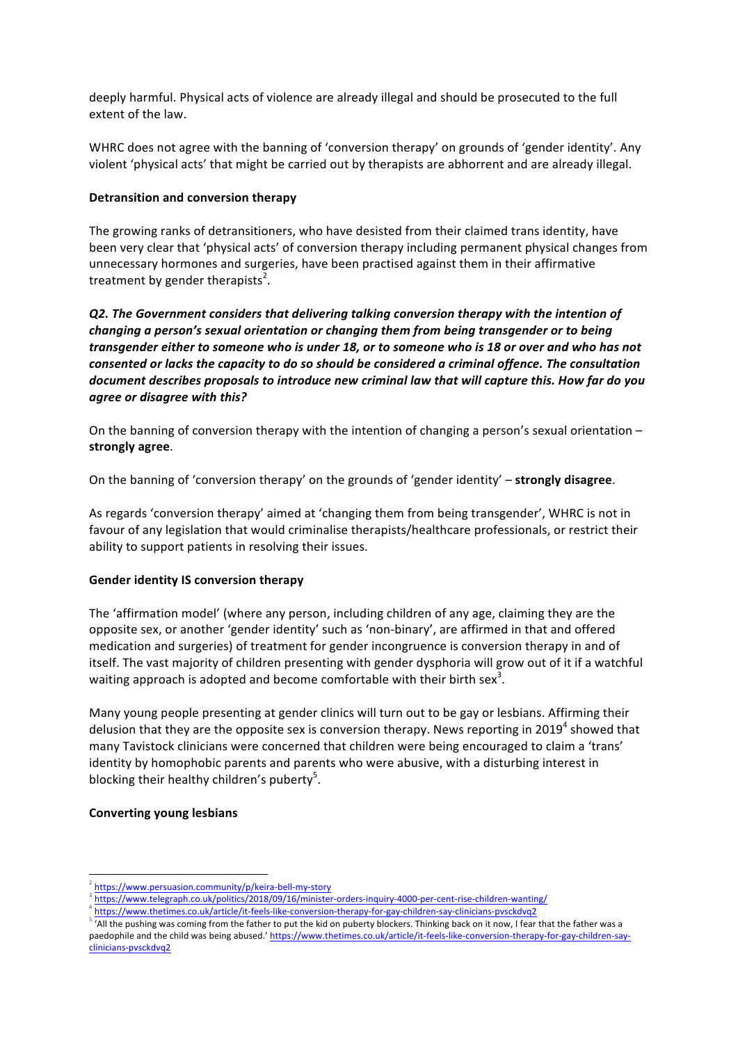deeply harmful. Physical acts of violence are already illegal and should be prosecuted to the full extent of the law.

WHRC does not agree with the banning of 'conversion therapy' on grounds of 'gender identity'. Any violent 'physical acts' that might be carried out by therapists are abhorrent and are already illegal.

**Detransition and conversion therapy**

The growing ranks of detransitioners, who have desisted from their claimed trans identity, have been very clear that 'physical acts' of conversion therapy including permanent physical changes from unnecessary hormones and surgeries, have been practised against them in their affirmative treatment by gender therapists[2].

***Q2. The Government considers that delivering talking conversion therapy with the intention of changing a person's sexual orientation or changing them from being transgender or to being transgender either to someone who is under 18, or to someone who is 18 or over and who has not consented or lacks the capacity to do so should be considered a criminal offence. The consultation document describes proposals to introduce new criminal law that will capture this. How far do you agree or disagree with this?***

On the banning of conversion therapy with the intention of changing a person's sexual orientation – **strongly agree**.

On the banning of 'conversion therapy' on the grounds of 'gender identity' – **strongly disagree**.

As regards 'conversion therapy' aimed at 'changing them from being transgender', WHRC is not in favour of any legislation that would criminalise therapists/healthcare professionals, or restrict their ability to support patients in resolving their issues.

**Gender identity IS conversion therapy**

The 'affirmation model' (where any person, including children of any age, claiming they are the opposite sex, or another 'gender identity' such as 'non-binary', are affirmed in that and offered medication and surgeries) of treatment for gender incongruence is conversion therapy in and of itself. The vast majority of children presenting with gender dysphoria will grow out of it if a watchful waiting approach is adopted and become comfortable with their birth sex[3].

Many young people presenting at gender clinics will turn out to be gay or lesbians. Affirming their delusion that they are the opposite sex is conversion therapy. News reporting in 2019[4] showed that many Tavistock clinicians were concerned that children were being encouraged to claim a 'trans' identity by homophobic parents and parents who were abusive, with a disturbing interest in blocking their healthy children's puberty[5].

**Converting young lesbians**

---

[2] https://www.persuasion.community/p/keira-bell-my-story

[3] https://www.telegraph.co.uk/politics/2018/09/16/minister-orders-inquiry-4000-per-cent-rise-children-wanting/

[4] https://www.thetimes.co.uk/article/it-feels-like-conversion-therapy-for-gay-children-say-clinicians-pvsckdvq2

[5] 'All the pushing was coming from the father to put the kid on puberty blockers. Thinking back on it now, I fear that the father was a paedophile and the child was being abused.' https://www.thetimes.co.uk/article/it-feels-like-conversion-therapy-for-gay-children-say-clinicians-pvsckdvq2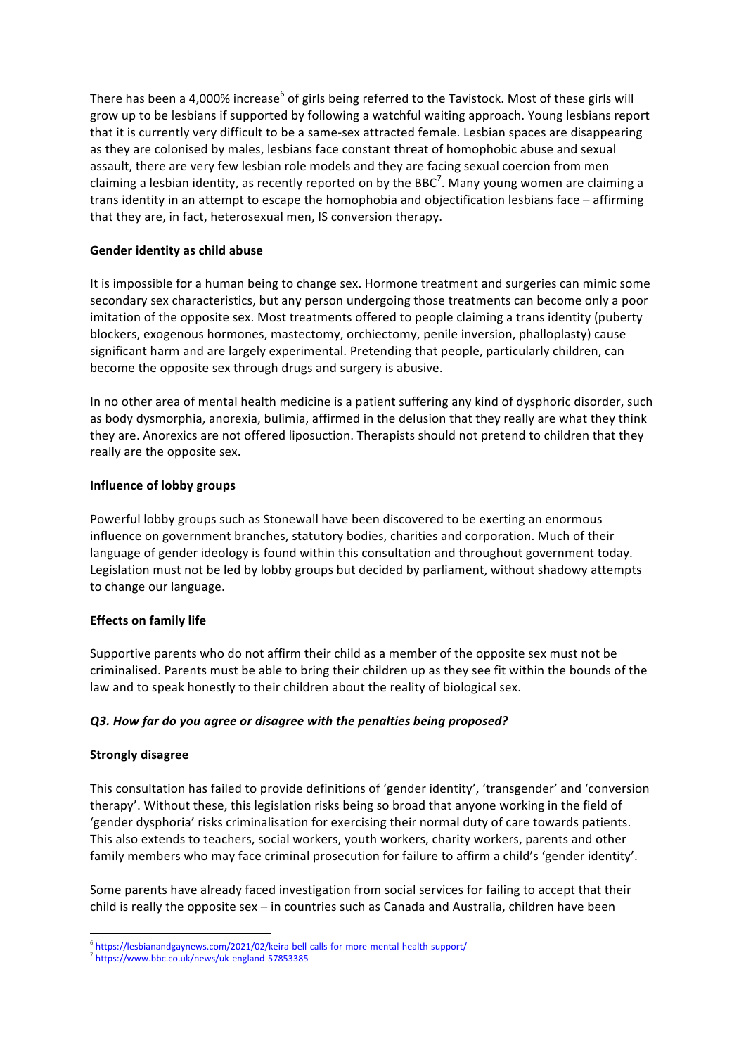There has been a 4,000% increase[6] of girls being referred to the Tavistock. Most of these girls will grow up to be lesbians if supported by following a watchful waiting approach. Young lesbians report that it is currently very difficult to be a same-sex attracted female. Lesbian spaces are disappearing as they are colonised by males, lesbians face constant threat of homophobic abuse and sexual assault, there are very few lesbian role models and they are facing sexual coercion from men claiming a lesbian identity, as recently reported on by the BBC[7]. Many young women are claiming a trans identity in an attempt to escape the homophobia and objectification lesbians face – affirming that they are, in fact, heterosexual men, IS conversion therapy.

**Gender identity as child abuse**

It is impossible for a human being to change sex. Hormone treatment and surgeries can mimic some secondary sex characteristics, but any person undergoing those treatments can become only a poor imitation of the opposite sex. Most treatments offered to people claiming a trans identity (puberty blockers, exogenous hormones, mastectomy, orchiectomy, penile inversion, phalloplasty) cause significant harm and are largely experimental. Pretending that people, particularly children, can become the opposite sex through drugs and surgery is abusive.

In no other area of mental health medicine is a patient suffering any kind of dysphoric disorder, such as body dysmorphia, anorexia, bulimia, affirmed in the delusion that they really are what they think they are. Anorexics are not offered liposuction. Therapists should not pretend to children that they really are the opposite sex.

**Influence of lobby groups**

Powerful lobby groups such as Stonewall have been discovered to be exerting an enormous influence on government branches, statutory bodies, charities and corporation. Much of their language of gender ideology is found within this consultation and throughout government today. Legislation must not be led by lobby groups but decided by parliament, without shadowy attempts to change our language.

**Effects on family life**

Supportive parents who do not affirm their child as a member of the opposite sex must not be criminalised. Parents must be able to bring their children up as they see fit within the bounds of the law and to speak honestly to their children about the reality of biological sex.

***Q3. How far do you agree or disagree with the penalties being proposed?***

**Strongly disagree**

This consultation has failed to provide definitions of 'gender identity', 'transgender' and 'conversion therapy'. Without these, this legislation risks being so broad that anyone working in the field of 'gender dysphoria' risks criminalisation for exercising their normal duty of care towards patients. This also extends to teachers, social workers, youth workers, charity workers, parents and other family members who may face criminal prosecution for failure to affirm a child's 'gender identity'.

Some parents have already faced investigation from social services for failing to accept that their child is really the opposite sex – in countries such as Canada and Australia, children have been

[6] https://lesbianandgaynews.com/2021/02/keira-bell-calls-for-more-mental-health-support/
[7] https://www.bbc.co.uk/news/uk-england-57853385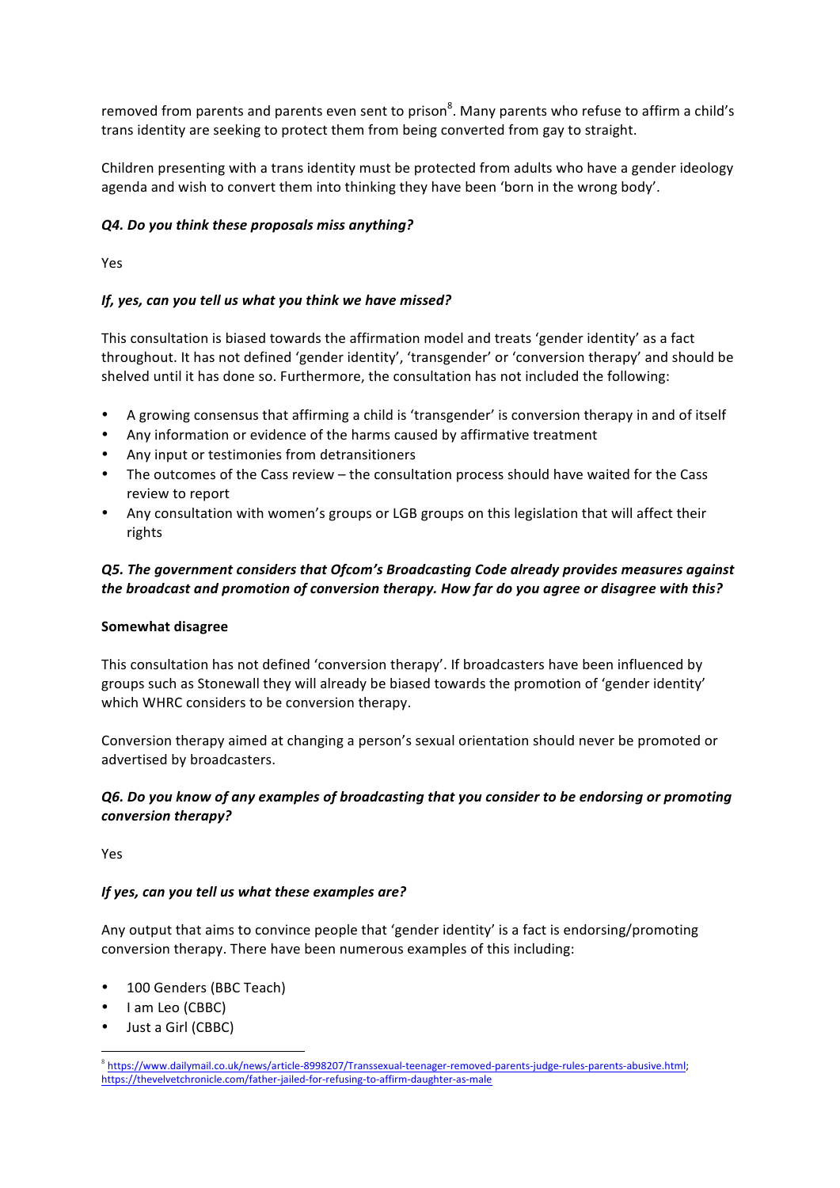removed from parents and parents even sent to prison[8]. Many parents who refuse to affirm a child's trans identity are seeking to protect them from being converted from gay to straight.

Children presenting with a trans identity must be protected from adults who have a gender ideology agenda and wish to convert them into thinking they have been 'born in the wrong body'.

***Q4. Do you think these proposals miss anything?***

Yes

***If, yes, can you tell us what you think we have missed?***

This consultation is biased towards the affirmation model and treats 'gender identity' as a fact throughout. It has not defined 'gender identity', 'transgender' or 'conversion therapy' and should be shelved until it has done so. Furthermore, the consultation has not included the following:

- A growing consensus that affirming a child is 'transgender' is conversion therapy in and of itself
- Any information or evidence of the harms caused by affirmative treatment
- Any input or testimonies from detransitioners
- The outcomes of the Cass review – the consultation process should have waited for the Cass review to report
- Any consultation with women's groups or LGB groups on this legislation that will affect their rights

***Q5. The government considers that Ofcom's Broadcasting Code already provides measures against the broadcast and promotion of conversion therapy. How far do you agree or disagree with this?***

**Somewhat disagree**

This consultation has not defined 'conversion therapy'. If broadcasters have been influenced by groups such as Stonewall they will already be biased towards the promotion of 'gender identity' which WHRC considers to be conversion therapy.

Conversion therapy aimed at changing a person's sexual orientation should never be promoted or advertised by broadcasters.

***Q6. Do you know of any examples of broadcasting that you consider to be endorsing or promoting conversion therapy?***

Yes

***If yes, can you tell us what these examples are?***

Any output that aims to convince people that 'gender identity' is a fact is endorsing/promoting conversion therapy. There have been numerous examples of this including:

- 100 Genders (BBC Teach)
- I am Leo (CBBC)
- Just a Girl (CBBC)

[8] https://www.dailymail.co.uk/news/article-8998207/Transsexual-teenager-removed-parents-judge-rules-parents-abusive.html; https://thevelvetchronicle.com/father-jailed-for-refusing-to-affirm-daughter-as-male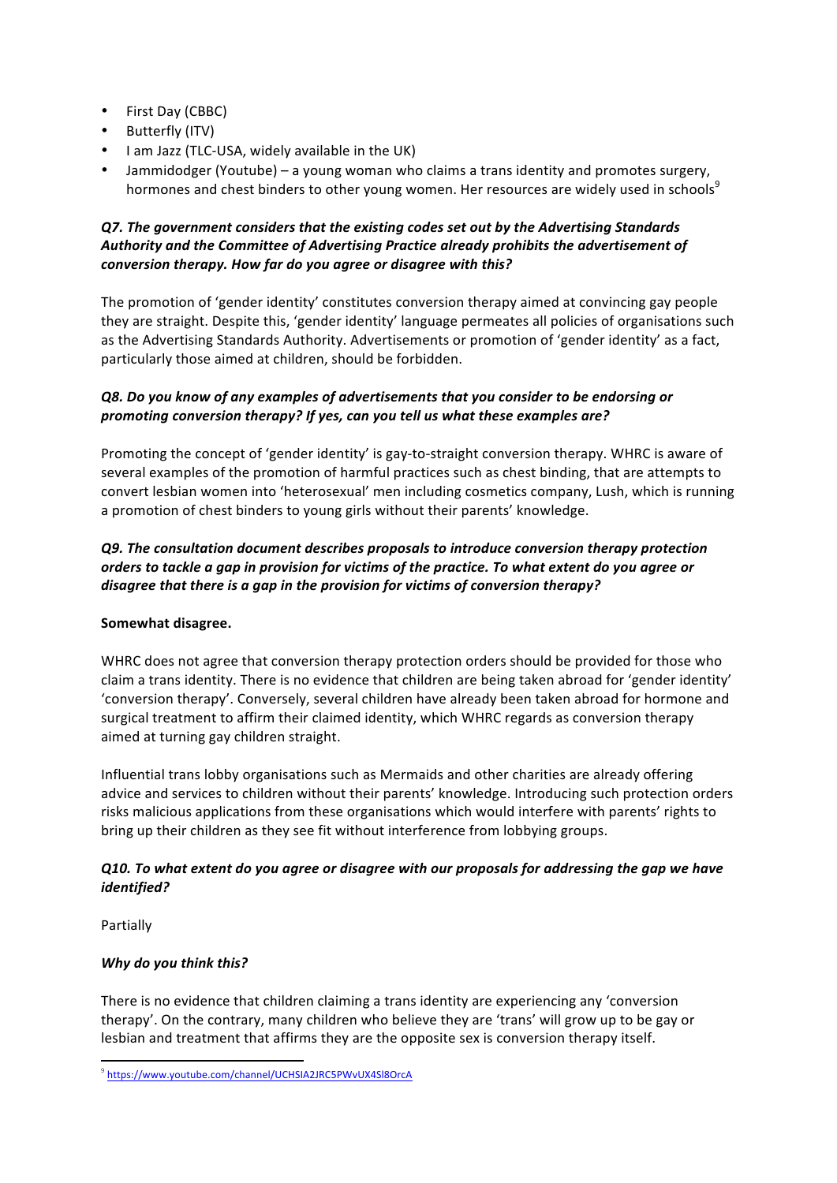- First Day (CBBC)
- Butterfly (ITV)
- I am Jazz (TLC-USA, widely available in the UK)
- Jammidodger (Youtube) – a young woman who claims a trans identity and promotes surgery, hormones and chest binders to other young women. Her resources are widely used in schools[9]

***Q7. The government considers that the existing codes set out by the Advertising Standards Authority and the Committee of Advertising Practice already prohibits the advertisement of conversion therapy. How far do you agree or disagree with this?***

The promotion of 'gender identity' constitutes conversion therapy aimed at convincing gay people they are straight. Despite this, 'gender identity' language permeates all policies of organisations such as the Advertising Standards Authority. Advertisements or promotion of 'gender identity' as a fact, particularly those aimed at children, should be forbidden.

***Q8. Do you know of any examples of advertisements that you consider to be endorsing or promoting conversion therapy? If yes, can you tell us what these examples are?***

Promoting the concept of 'gender identity' is gay-to-straight conversion therapy. WHRC is aware of several examples of the promotion of harmful practices such as chest binding, that are attempts to convert lesbian women into 'heterosexual' men including cosmetics company, Lush, which is running a promotion of chest binders to young girls without their parents' knowledge.

***Q9. The consultation document describes proposals to introduce conversion therapy protection orders to tackle a gap in provision for victims of the practice. To what extent do you agree or disagree that there is a gap in the provision for victims of conversion therapy?***

**Somewhat disagree.**

WHRC does not agree that conversion therapy protection orders should be provided for those who claim a trans identity. There is no evidence that children are being taken abroad for 'gender identity' 'conversion therapy'. Conversely, several children have already been taken abroad for hormone and surgical treatment to affirm their claimed identity, which WHRC regards as conversion therapy aimed at turning gay children straight.

Influential trans lobby organisations such as Mermaids and other charities are already offering advice and services to children without their parents' knowledge. Introducing such protection orders risks malicious applications from these organisations which would interfere with parents' rights to bring up their children as they see fit without interference from lobbying groups.

***Q10. To what extent do you agree or disagree with our proposals for addressing the gap we have identified?***

Partially

***Why do you think this?***

There is no evidence that children claiming a trans identity are experiencing any 'conversion therapy'. On the contrary, many children who believe they are 'trans' will grow up to be gay or lesbian and treatment that affirms they are the opposite sex is conversion therapy itself.

---

[9] https://www.youtube.com/channel/UCHSIA2JRC5PWvUX4Sl8OrcA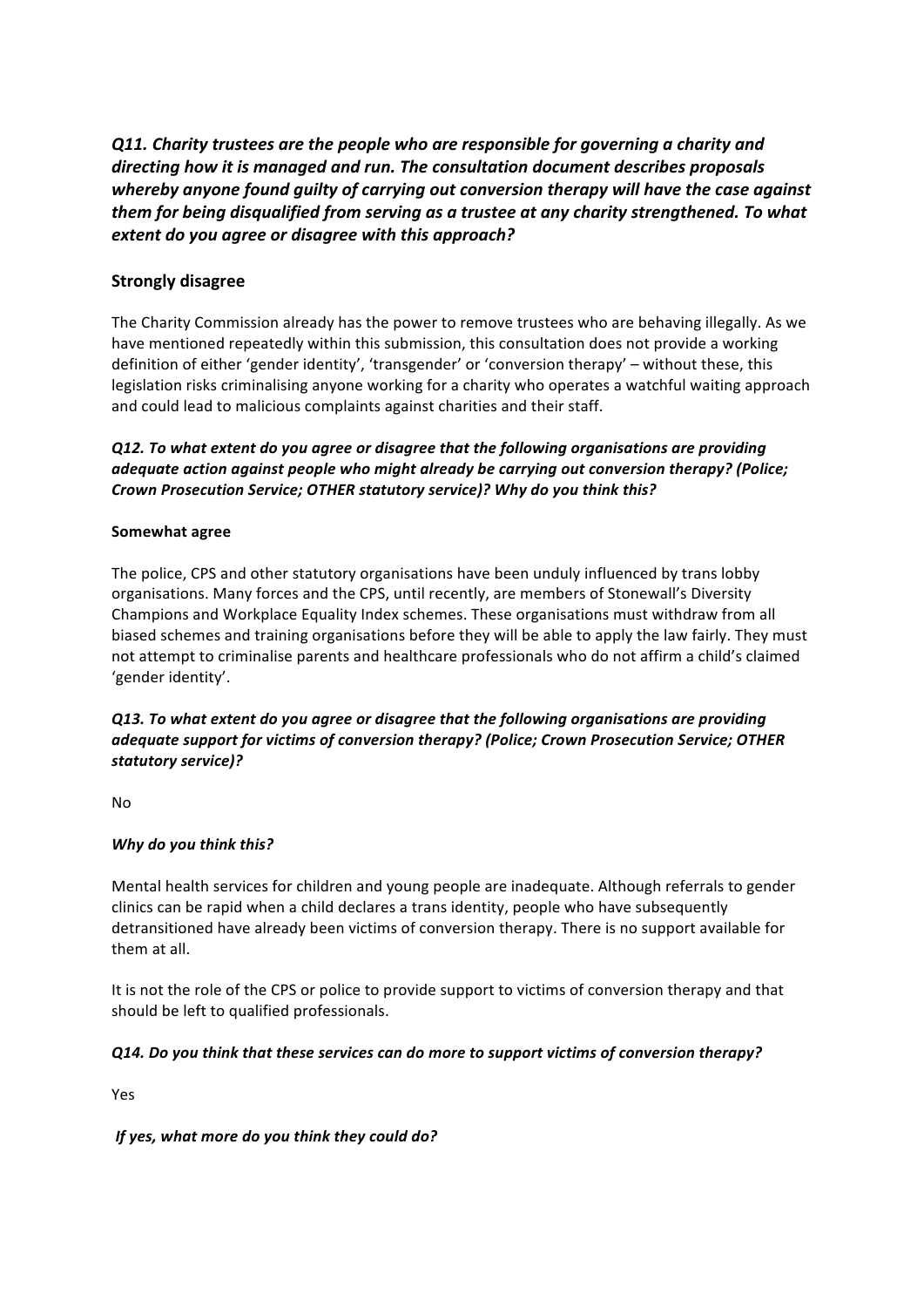***Q11. Charity trustees are the people who are responsible for governing a charity and directing how it is managed and run. The consultation document describes proposals whereby anyone found guilty of carrying out conversion therapy will have the case against them for being disqualified from serving as a trustee at any charity strengthened. To what extent do you agree or disagree with this approach?***

## Strongly disagree

The Charity Commission already has the power to remove trustees who are behaving illegally. As we have mentioned repeatedly within this submission, this consultation does not provide a working definition of either 'gender identity', 'transgender' or 'conversion therapy' – without these, this legislation risks criminalising anyone working for a charity who operates a watchful waiting approach and could lead to malicious complaints against charities and their staff.

***Q12. To what extent do you agree or disagree that the following organisations are providing adequate action against people who might already be carrying out conversion therapy? (Police; Crown Prosecution Service; OTHER statutory service)? Why do you think this?***

**Somewhat agree**

The police, CPS and other statutory organisations have been unduly influenced by trans lobby organisations. Many forces and the CPS, until recently, are members of Stonewall's Diversity Champions and Workplace Equality Index schemes. These organisations must withdraw from all biased schemes and training organisations before they will be able to apply the law fairly. They must not attempt to criminalise parents and healthcare professionals who do not affirm a child's claimed 'gender identity'.

***Q13. To what extent do you agree or disagree that the following organisations are providing adequate support for victims of conversion therapy? (Police; Crown Prosecution Service; OTHER statutory service)?***

No

***Why do you think this?***

Mental health services for children and young people are inadequate. Although referrals to gender clinics can be rapid when a child declares a trans identity, people who have subsequently detransitioned have already been victims of conversion therapy. There is no support available for them at all.

It is not the role of the CPS or police to provide support to victims of conversion therapy and that should be left to qualified professionals.

***Q14. Do you think that these services can do more to support victims of conversion therapy?***

Yes

***If yes, what more do you think they could do?***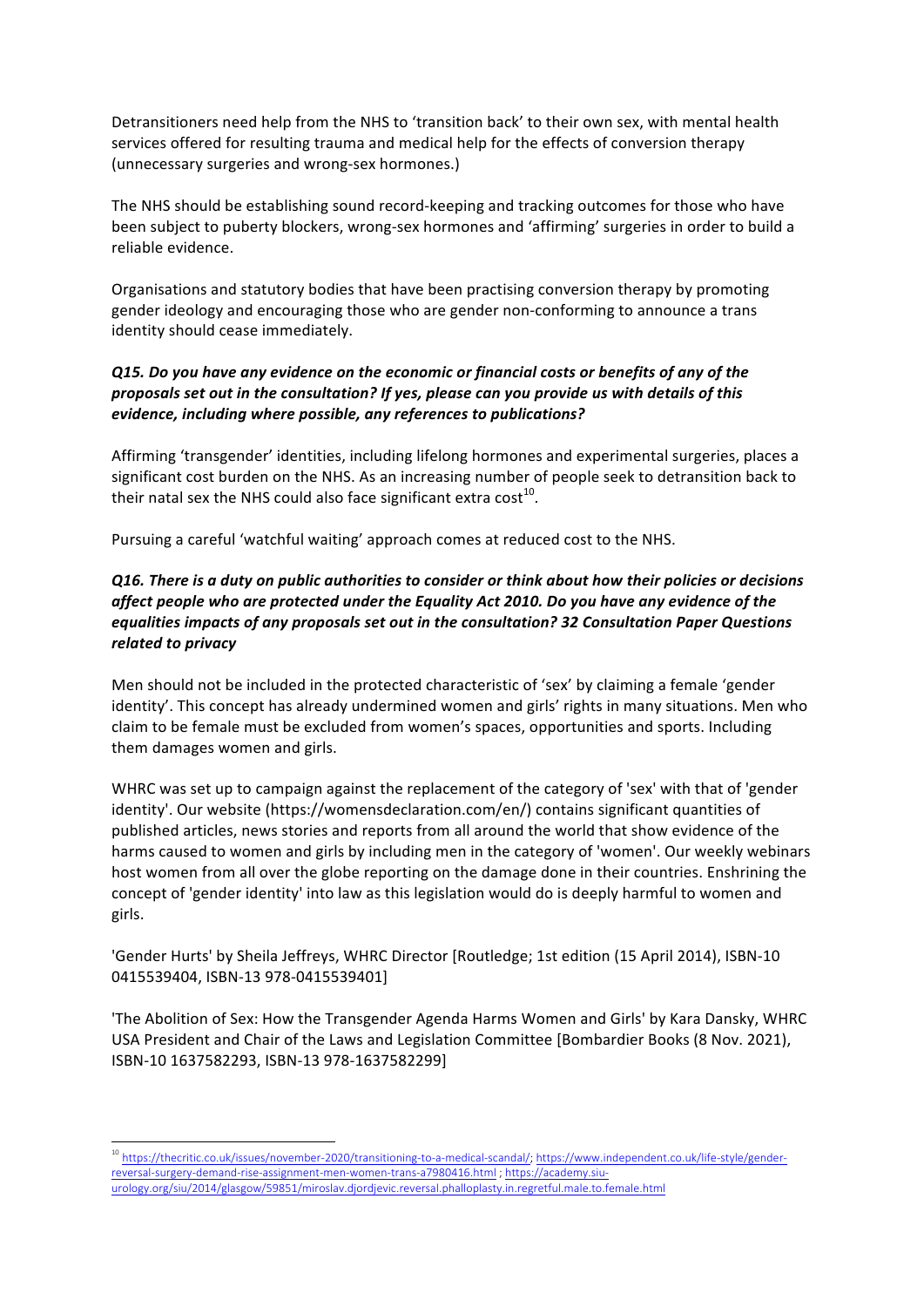Detransitioners need help from the NHS to 'transition back' to their own sex, with mental health services offered for resulting trauma and medical help for the effects of conversion therapy (unnecessary surgeries and wrong-sex hormones.)

The NHS should be establishing sound record-keeping and tracking outcomes for those who have been subject to puberty blockers, wrong-sex hormones and 'affirming' surgeries in order to build a reliable evidence.

Organisations and statutory bodies that have been practising conversion therapy by promoting gender ideology and encouraging those who are gender non-conforming to announce a trans identity should cease immediately.

***Q15. Do you have any evidence on the economic or financial costs or benefits of any of the proposals set out in the consultation? If yes, please can you provide us with details of this evidence, including where possible, any references to publications?***

Affirming 'transgender' identities, including lifelong hormones and experimental surgeries, places a significant cost burden on the NHS. As an increasing number of people seek to detransition back to their natal sex the NHS could also face significant extra cost[10].

Pursuing a careful 'watchful waiting' approach comes at reduced cost to the NHS.

***Q16. There is a duty on public authorities to consider or think about how their policies or decisions affect people who are protected under the Equality Act 2010. Do you have any evidence of the equalities impacts of any proposals set out in the consultation? 32 Consultation Paper Questions related to privacy***

Men should not be included in the protected characteristic of 'sex' by claiming a female 'gender identity'. This concept has already undermined women and girls' rights in many situations. Men who claim to be female must be excluded from women's spaces, opportunities and sports. Including them damages women and girls.

WHRC was set up to campaign against the replacement of the category of 'sex' with that of 'gender identity'. Our website (https://womensdeclaration.com/en/) contains significant quantities of published articles, news stories and reports from all around the world that show evidence of the harms caused to women and girls by including men in the category of 'women'. Our weekly webinars host women from all over the globe reporting on the damage done in their countries. Enshrining the concept of 'gender identity' into law as this legislation would do is deeply harmful to women and girls.

'Gender Hurts' by Sheila Jeffreys, WHRC Director [Routledge; 1st edition (15 April 2014), ISBN-10 0415539404, ISBN-13 978-0415539401]

'The Abolition of Sex: How the Transgender Agenda Harms Women and Girls' by Kara Dansky, WHRC USA President and Chair of the Laws and Legislation Committee [Bombardier Books (8 Nov. 2021), ISBN-10 1637582293, ISBN-13 978-1637582299]

---

[10] https://thecritic.co.uk/issues/november-2020/transitioning-to-a-medical-scandal/; https://www.independent.co.uk/life-style/gender-reversal-surgery-demand-rise-assignment-men-women-trans-a7980416.html ; https://academy.siu-urology.org/siu/2014/glasgow/59851/miroslav.djordjevic.reversal.phalloplasty.in.regretful.male.to.female.html